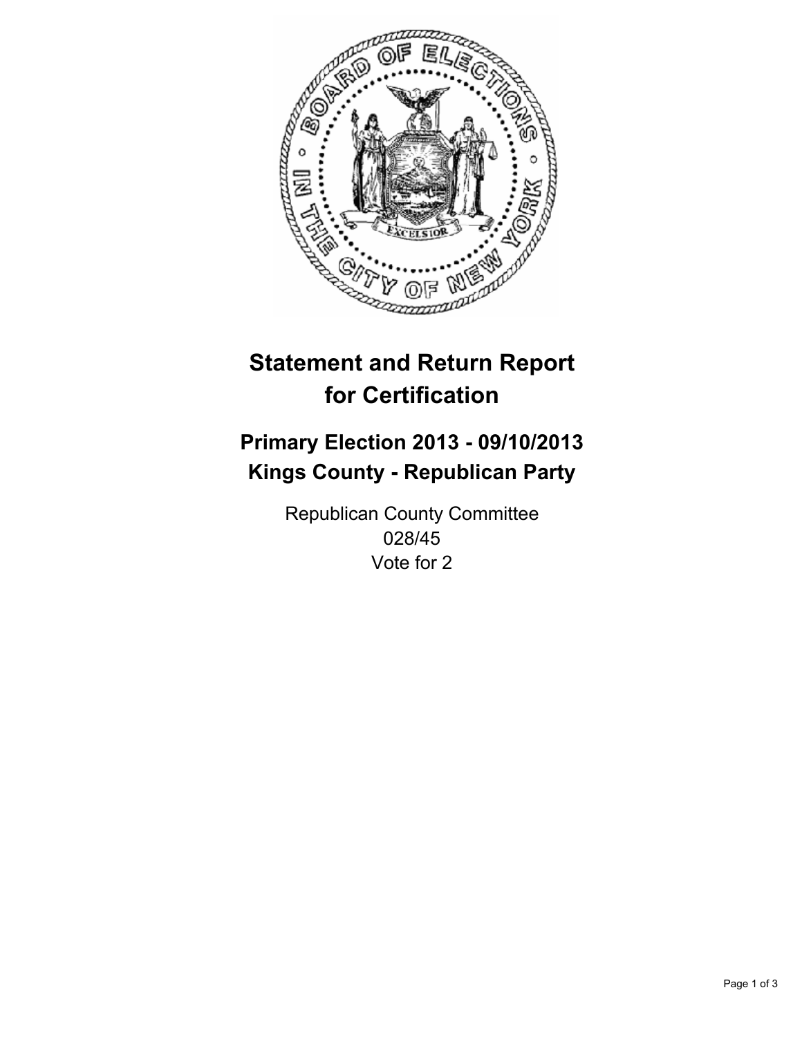# Statement and Return Report for Certification

## Primary Election 2013 - 09/10/2013
## Kings County - Republican Party

Republican County Committee
028/45
Vote for 2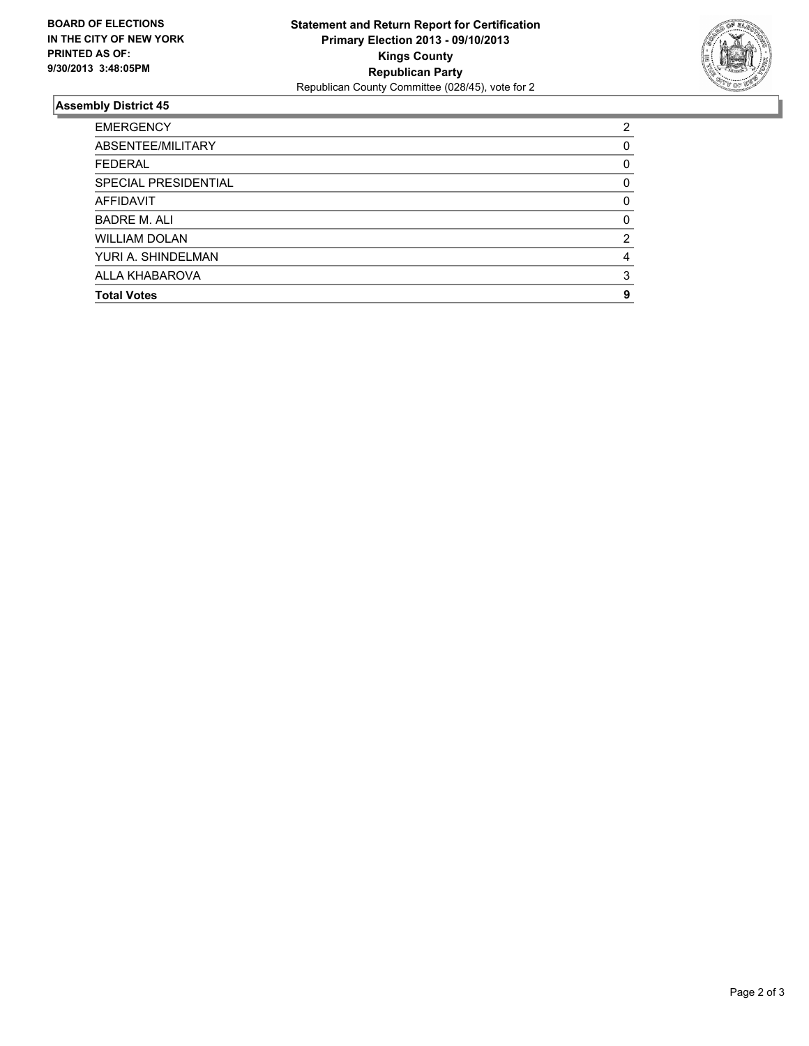**BOARD OF ELECTIONS IN THE CITY OF NEW YORK PRINTED AS OF: 9/30/2013 3:48:05PM**

**Statement and Return Report for Certification**
**Primary Election 2013 - 09/10/2013**
**Kings County**
**Republican Party**
Republican County Committee (028/45), vote for 2

## Assembly District 45

| | |
|---|---|
| EMERGENCY | 2 |
| ABSENTEE/MILITARY | 0 |
| FEDERAL | 0 |
| SPECIAL PRESIDENTIAL | 0 |
| AFFIDAVIT | 0 |
| BADRE M. ALI | 0 |
| WILLIAM DOLAN | 2 |
| YURI A. SHINDELMAN | 4 |
| ALLA KHABAROVA | 3 |
| **Total Votes** | **9** |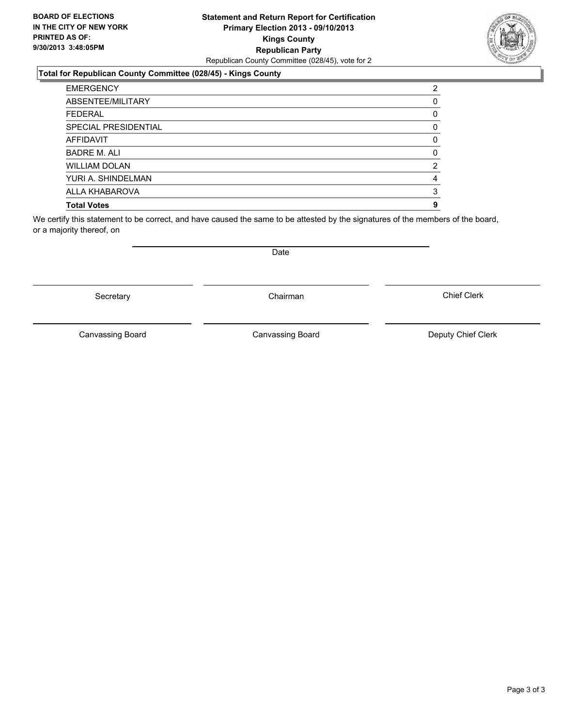**BOARD OF ELECTIONS IN THE CITY OF NEW YORK PRINTED AS OF: 9/30/2013 3:48:05PM**

**Statement and Return Report for Certification**
**Primary Election 2013 - 09/10/2013**
**Kings County**
**Republican Party**
Republican County Committee (028/45), vote for 2

### Total for Republican County Committee (028/45) - Kings County

| | |
|---|---|
| EMERGENCY | 2 |
| ABSENTEE/MILITARY | 0 |
| FEDERAL | 0 |
| SPECIAL PRESIDENTIAL | 0 |
| AFFIDAVIT | 0 |
| BADRE M. ALI | 0 |
| WILLIAM DOLAN | 2 |
| YURI A. SHINDELMAN | 4 |
| ALLA KHABAROVA | 3 |
| **Total Votes** | **9** |

We certify this statement to be correct, and have caused the same to be attested by the signatures of the members of the board, or a majority thereof, on

Date

Secretary | Chairman | Chief Clerk

Canvassing Board | Canvassing Board | Deputy Chief Clerk